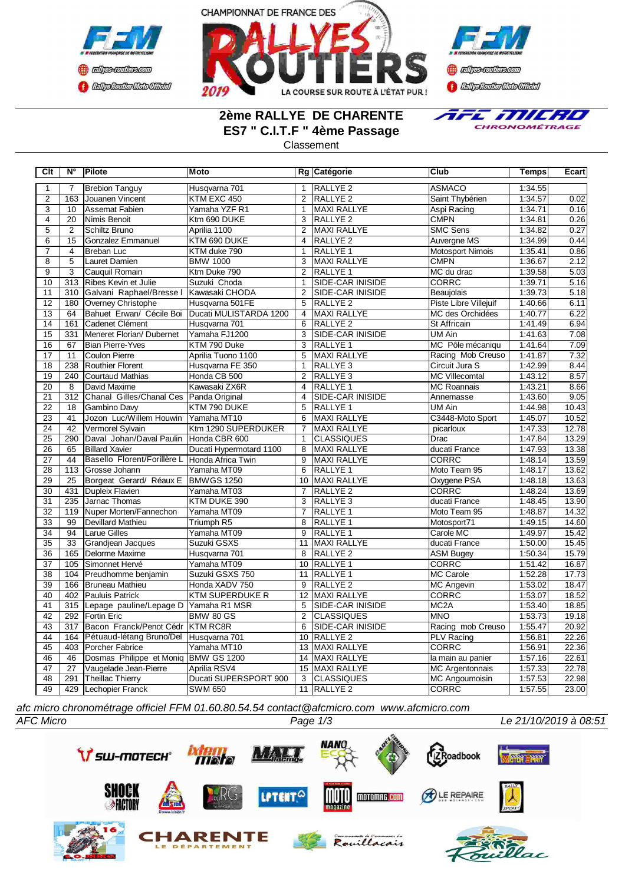CHAMPIONNAT DE FRANCE DES RALLYES ROUTIERS 2019 — LA COURSE SUR ROUTE À L'ÉTAT PUR !

# 2ème RALLYE DE CHARENTE

## ES7 " C.I.T.F " 4ème Passage

Classement

| Clt | N° | Pilote | Moto | Rg | Catégorie | Club | Temps | Ecart |
|---|---|---|---|---|---|---|---|---|
| 1 | 7 | Brebion Tanguy | Husqvarna 701 | 1 | RALLYE 2 | ASMACO | 1:34.55 | |
| 2 | 163 | Jouanen Vincent | KTM EXC 450 | 2 | RALLYE 2 | Saint Thybérien | 1:34.57 | 0.02 |
| 3 | 10 | Assemat Fabien | Yamaha YZF R1 | 1 | MAXI RALLYE | Aspi Racing | 1:34.71 | 0.16 |
| 4 | 20 | Nimis Benoit | Ktm 690 DUKE | 3 | RALLYE 2 | CMPN | 1:34.81 | 0.26 |
| 5 | 2 | Schiltz Bruno | Aprilia 1100 | 2 | MAXI RALLYE | SMC Sens | 1:34.82 | 0.27 |
| 6 | 15 | Gonzalez Emmanuel | KTM 690 DUKE | 4 | RALLYE 2 | Auvergne MS | 1:34.99 | 0.44 |
| 7 | 4 | Breban Luc | KTM duke 790 | 1 | RALLYE 1 | Motosport Nimois | 1:35.41 | 0.86 |
| 8 | 5 | Lauret Damien | BMW 1000 | 3 | MAXI RALLYE | CMPN | 1:36.67 | 2.12 |
| 9 | 3 | Cauquil Romain | Ktm Duke 790 | 2 | RALLYE 1 | MC du drac | 1:39.58 | 5.03 |
| 10 | 313 | Ribes Kevin et Julie | Suzuki Choda | 1 | SIDE-CAR INISIDE | CORRC | 1:39.71 | 5.16 |
| 11 | 310 | Galvani Raphael/Bresse I | Kawasaki CHODA | 2 | SIDE-CAR INISIDE | Beaujolais | 1:39.73 | 5.18 |
| 12 | 180 | Overney Christophe | Husqvarna 501FE | 5 | RALLYE 2 | Piste Libre Villejuif | 1:40.66 | 6.11 |
| 13 | 64 | Bahuet Erwan/ Cécile Boi | Ducati MULISTARDA 1200 | 4 | MAXI RALLYE | MC des Orchidées | 1:40.77 | 6.22 |
| 14 | 161 | Cadenet Clément | Husqvarna 701 | 6 | RALLYE 2 | St Affricain | 1:41.49 | 6.94 |
| 15 | 331 | Meneret Florian/ Dubernet | Yamaha FJ1200 | 3 | SIDE-CAR INISIDE | UM Ain | 1:41.63 | 7.08 |
| 16 | 67 | Bian Pierre-Yves | KTM 790 Duke | 3 | RALLYE 1 | MC Pôle mécaniqu | 1:41.64 | 7.09 |
| 17 | 11 | Coulon Pierre | Aprilia Tuono 1100 | 5 | MAXI RALLYE | Racing Mob Creuso | 1:41.87 | 7.32 |
| 18 | 238 | Routhier Florent | Husqvarna FE 350 | 1 | RALLYE 3 | Circuit Jura S | 1:42.99 | 8.44 |
| 19 | 240 | Courtaud Mathias | Honda CB 500 | 2 | RALLYE 3 | MC Villecomtal | 1:43.12 | 8.57 |
| 20 | 8 | David Maxime | Kawasaki ZX6R | 4 | RALLYE 1 | MC Roannais | 1:43.21 | 8.66 |
| 21 | 312 | Chanal Gilles/Chanal Ces | Panda Original | 4 | SIDE-CAR INISIDE | Annemasse | 1:43.60 | 9.05 |
| 22 | 18 | Gambino Davy | KTM 790 DUKE | 5 | RALLYE 1 | UM Ain | 1:44.98 | 10.43 |
| 23 | 41 | Jozon Luc/Willem Houwin | Yamaha MT10 | 6 | MAXI RALLYE | C3448-Moto Sport | 1:45.07 | 10.52 |
| 24 | 42 | Vermorel Sylvain | Ktm 1290 SUPERDUKER | 7 | MAXI RALLYE | picarloux | 1:47.33 | 12.78 |
| 25 | 290 | Daval Johan/Daval Paulin | Honda CBR 600 | 1 | CLASSIQUES | Drac | 1:47.84 | 13.29 |
| 26 | 65 | Billard Xavier | Ducati Hypermotard 1100 | 8 | MAXI RALLYE | ducati France | 1:47.93 | 13.38 |
| 27 | 44 | Basello Florent/Forillère L | Honda Africa Twin | 9 | MAXI RALLYE | CORRC | 1:48.14 | 13.59 |
| 28 | 113 | Grosse Johann | Yamaha MT09 | 6 | RALLYE 1 | Moto Team 95 | 1:48.17 | 13.62 |
| 29 | 25 | Borgeat Gerard/ Réaux E | BMWGS 1250 | 10 | MAXI RALLYE | Oxygene PSA | 1:48.18 | 13.63 |
| 30 | 431 | Dupleix Flavien | Yamaha MT03 | 7 | RALLYE 2 | CORRC | 1:48.24 | 13.69 |
| 31 | 235 | Jarnac Thomas | KTM DUKE 390 | 3 | RALLYE 3 | ducati France | 1:48.45 | 13.90 |
| 32 | 119 | Nuper Morten/Fannechon | Yamaha MT09 | 7 | RALLYE 1 | Moto Team 95 | 1:48.87 | 14.32 |
| 33 | 99 | Devillard Mathieu | Triumph R5 | 8 | RALLYE 1 | Motosport71 | 1:49.15 | 14.60 |
| 34 | 94 | Larue Gilles | Yamaha MT09 | 9 | RALLYE 1 | Carole MC | 1:49.97 | 15.42 |
| 35 | 33 | Grandjean Jacques | Suzuki GSXS | 11 | MAXI RALLYE | ducati France | 1:50.00 | 15.45 |
| 36 | 165 | Delorme Maxime | Husqvarna 701 | 8 | RALLYE 2 | ASM Bugey | 1:50.34 | 15.79 |
| 37 | 105 | Simonnet Hervé | Yamaha MT09 | 10 | RALLYE 1 | CORRC | 1:51.42 | 16.87 |
| 38 | 104 | Preudhomme benjamin | Suzuki GSXS 750 | 11 | RALLYE 1 | MC Carole | 1:52.28 | 17.73 |
| 39 | 166 | Bruneau Mathieu | Honda XADV 750 | 9 | RALLYE 2 | MC Angevin | 1:53.02 | 18.47 |
| 40 | 402 | Pauluis Patrick | KTM SUPERDUKE R | 12 | MAXI RALLYE | CORRC | 1:53.07 | 18.52 |
| 41 | 315 | Lepage pauline/Lepage D | Yamaha R1 MSR | 5 | SIDE-CAR INISIDE | MC2A | 1:53.40 | 18.85 |
| 42 | 292 | Fortin Eric | BMW 80 GS | 2 | CLASSIQUES | MNO | 1:53.73 | 19.18 |
| 43 | 317 | Bacon Franck/Penot Cédr | KTM RC8R | 6 | SIDE-CAR INISIDE | Racing mob Creuso | 1:55.47 | 20.92 |
| 44 | 164 | Pétuaud-létang Bruno/Del | Husqvarna 701 | 10 | RALLYE 2 | PLV Racing | 1:56.81 | 22.26 |
| 45 | 403 | Porcher Fabrice | Yamaha MT10 | 13 | MAXI RALLYE | CORRC | 1:56.91 | 22.36 |
| 46 | 46 | Dosmas Philippe et Moniq | BMW GS 1200 | 14 | MAXI RALLYE | la main au panier | 1:57.16 | 22.61 |
| 47 | 27 | Vaugelade Jean-Pierre | Aprilia RSV4 | 15 | MAXI RALLYE | MC Argentonnais | 1:57.33 | 22.78 |
| 48 | 291 | Theillac Thierry | Ducati SUPERSPORT 900 | 3 | CLASSIQUES | MC Angoumoisin | 1:57.53 | 22.98 |
| 49 | 429 | Lechopier Franck | SWM 650 | 11 | RALLYE 2 | CORRC | 1:57.55 | 23.00 |

*afc micro chronométrage officiel FFM 01.60.80.54.54 contact@afcmicro.com www.afcmicro.com*

*AFC Micro* — *Le 21/10/2019 à 08:51*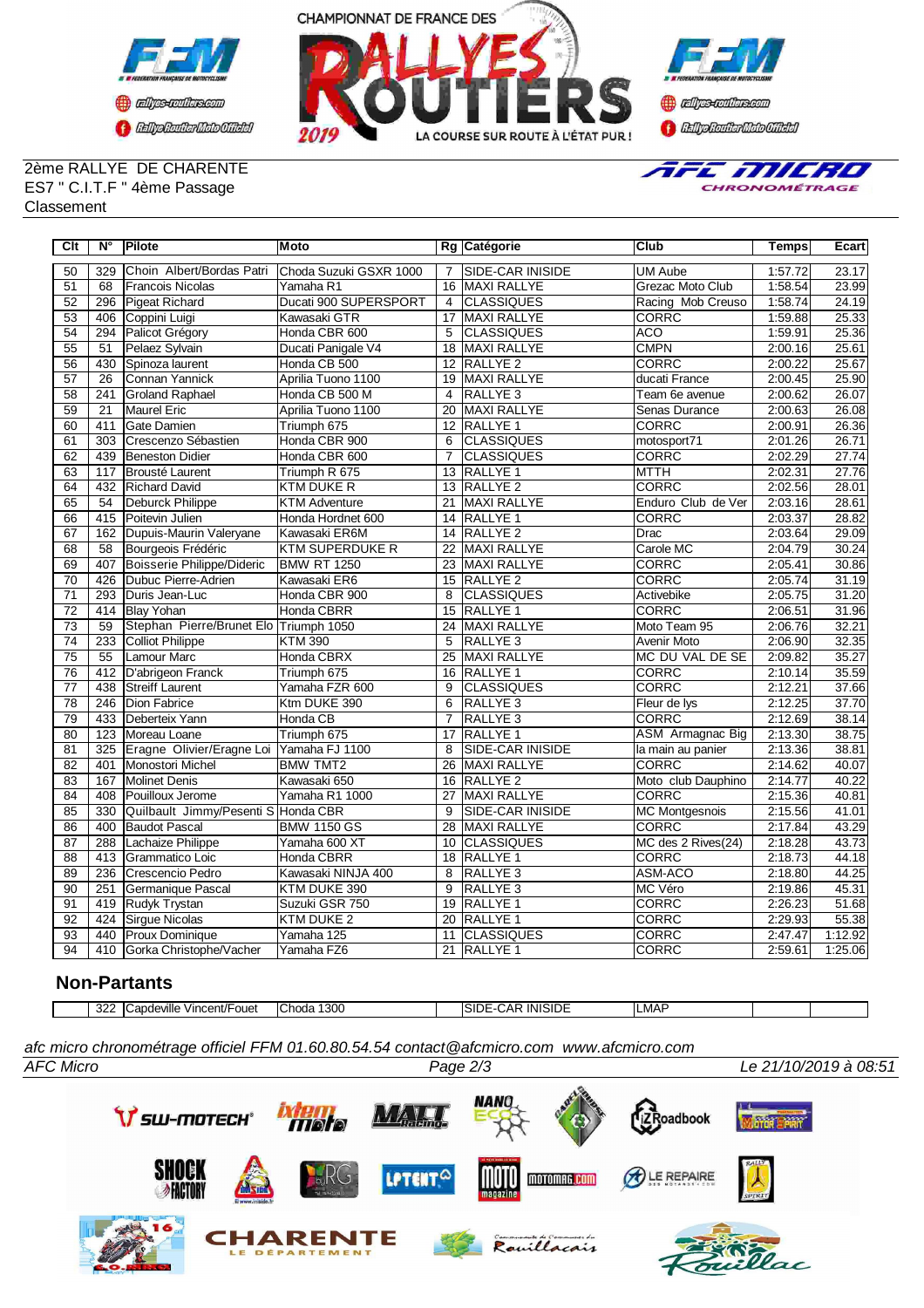2ème RALLYE DE CHARENTE
ES7 " C.I.T.F " 4ème Passage
Classement

| Clt | N° | Pilote | Moto | Rg | Catégorie | Club | Temps | Ecart |
|---|---|---|---|---|---|---|---|---|
| 50 | 329 | Choin Albert/Bordas Patri | Choda Suzuki GSXR 1000 | 7 | SIDE-CAR INISIDE | UM Aube | 1:57.72 | 23.17 |
| 51 | 68 | Francois Nicolas | Yamaha R1 | 16 | MAXI RALLYE | Grezac Moto Club | 1:58.54 | 23.99 |
| 52 | 296 | Pigeat Richard | Ducati 900 SUPERSPORT | 4 | CLASSIQUES | Racing Mob Creuso | 1:58.74 | 24.19 |
| 53 | 406 | Coppini Luigi | Kawasaki GTR | 17 | MAXI RALLYE | CORRC | 1:59.88 | 25.33 |
| 54 | 294 | Palicot Grégory | Honda CBR 600 | 5 | CLASSIQUES | ACO | 1:59.91 | 25.36 |
| 55 | 51 | Pelaez Sylvain | Ducati Panigale V4 | 18 | MAXI RALLYE | CMPN | 2:00.16 | 25.61 |
| 56 | 430 | Spinoza laurent | Honda CB 500 | 12 | RALLYE 2 | CORRC | 2:00.22 | 25.67 |
| 57 | 26 | Connan Yannick | Aprilia Tuono 1100 | 19 | MAXI RALLYE | ducati France | 2:00.45 | 25.90 |
| 58 | 241 | Groland Raphael | Honda CB 500 M | 4 | RALLYE 3 | Team 6e avenue | 2:00.62 | 26.07 |
| 59 | 21 | Maurel Eric | Aprilia Tuono 1100 | 20 | MAXI RALLYE | Senas Durance | 2:00.63 | 26.08 |
| 60 | 411 | Gate Damien | Triumph 675 | 12 | RALLYE 1 | CORRC | 2:00.91 | 26.36 |
| 61 | 303 | Crescenzo Sébastien | Honda CBR 900 | 6 | CLASSIQUES | motosport71 | 2:01.26 | 26.71 |
| 62 | 439 | Beneston Didier | Honda CBR 600 | 7 | CLASSIQUES | CORRC | 2:02.29 | 27.74 |
| 63 | 117 | Brousté Laurent | Triumph R 675 | 13 | RALLYE 1 | MTTH | 2:02.31 | 27.76 |
| 64 | 432 | Richard David | KTM DUKE R | 13 | RALLYE 2 | CORRC | 2:02.56 | 28.01 |
| 65 | 54 | Deburck Philippe | KTM Adventure | 21 | MAXI RALLYE | Enduro Club de Ver | 2:03.16 | 28.61 |
| 66 | 415 | Poitevin Julien | Honda Hordnet 600 | 14 | RALLYE 1 | CORRC | 2:03.37 | 28.82 |
| 67 | 162 | Dupuis-Maurin Valeryane | Kawasaki ER6M | 14 | RALLYE 2 | Drac | 2:03.64 | 29.09 |
| 68 | 58 | Bourgeois Frédéric | KTM SUPERDUKE R | 22 | MAXI RALLYE | Carole MC | 2:04.79 | 30.24 |
| 69 | 407 | Boisserie Philippe/Dideric | BMW RT 1250 | 23 | MAXI RALLYE | CORRC | 2:05.41 | 30.86 |
| 70 | 426 | Dubuc Pierre-Adrien | Kawasaki ER6 | 15 | RALLYE 2 | CORRC | 2:05.74 | 31.19 |
| 71 | 293 | Duris Jean-Luc | Honda CBR 900 | 8 | CLASSIQUES | Activebike | 2:05.75 | 31.20 |
| 72 | 414 | Blay Yohan | Honda CBRR | 15 | RALLYE 1 | CORRC | 2:06.51 | 31.96 |
| 73 | 59 | Stephan Pierre/Brunet Elo | Triumph 1050 | 24 | MAXI RALLYE | Moto Team 95 | 2:06.76 | 32.21 |
| 74 | 233 | Colliot Philippe | KTM 390 | 5 | RALLYE 3 | Avenir Moto | 2:06.90 | 32.35 |
| 75 | 55 | Lamour Marc | Honda CBRX | 25 | MAXI RALLYE | MC DU VAL DE SE | 2:09.82 | 35.27 |
| 76 | 412 | D'abrigeon Franck | Triumph 675 | 16 | RALLYE 1 | CORRC | 2:10.14 | 35.59 |
| 77 | 438 | Streiff Laurent | Yamaha FZR 600 | 9 | CLASSIQUES | CORRC | 2:12.21 | 37.66 |
| 78 | 246 | Dion Fabrice | Ktm DUKE 390 | 6 | RALLYE 3 | Fleur de lys | 2:12.25 | 37.70 |
| 79 | 433 | Deberteix Yann | Honda CB | 7 | RALLYE 3 | CORRC | 2:12.69 | 38.14 |
| 80 | 123 | Moreau Loane | Triumph 675 | 17 | RALLYE 1 | ASM Armagnac Big | 2:13.30 | 38.75 |
| 81 | 325 | Eragne Olivier/Eragne Loi | Yamaha FJ 1100 | 8 | SIDE-CAR INISIDE | la main au panier | 2:13.36 | 38.81 |
| 82 | 401 | Monostori Michel | BMW TMT2 | 26 | MAXI RALLYE | CORRC | 2:14.62 | 40.07 |
| 83 | 167 | Molinet Denis | Kawasaki 650 | 16 | RALLYE 2 | Moto club Dauphino | 2:14.77 | 40.22 |
| 84 | 408 | Pouilloux Jerome | Yamaha R1 1000 | 27 | MAXI RALLYE | CORRC | 2:15.36 | 40.81 |
| 85 | 330 | Quilbault Jimmy/Pesenti S | Honda CBR | 9 | SIDE-CAR INISIDE | MC Montgesnois | 2:15.56 | 41.01 |
| 86 | 400 | Baudot Pascal | BMW 1150 GS | 28 | MAXI RALLYE | CORRC | 2:17.84 | 43.29 |
| 87 | 288 | Lachaize Philippe | Yamaha 600 XT | 10 | CLASSIQUES | MC des 2 Rives(24) | 2:18.28 | 43.73 |
| 88 | 413 | Grammatico Loic | Honda CBRR | 18 | RALLYE 1 | CORRC | 2:18.73 | 44.18 |
| 89 | 236 | Crescencio Pedro | Kawasaki NINJA 400 | 8 | RALLYE 3 | ASM-ACO | 2:18.80 | 44.25 |
| 90 | 251 | Germanique Pascal | KTM DUKE 390 | 9 | RALLYE 3 | MC Véro | 2:19.86 | 45.31 |
| 91 | 419 | Rudyk Trystan | Suzuki GSR 750 | 19 | RALLYE 1 | CORRC | 2:26.23 | 51.68 |
| 92 | 424 | Sirgue Nicolas | KTM DUKE 2 | 20 | RALLYE 1 | CORRC | 2:29.93 | 55.38 |
| 93 | 440 | Proux Dominique | Yamaha 125 | 11 | CLASSIQUES | CORRC | 2:47.47 | 1:12.92 |
| 94 | 410 | Gorka Christophe/Vacher | Yamaha FZ6 | 21 | RALLYE 1 | CORRC | 2:59.61 | 1:25.06 |

## Non-Partants

| | N° | Pilote | Moto | Rg | Catégorie | Club | Temps | Ecart |
|---|---|---|---|---|---|---|---|---|
| | 322 | Capdeville Vincent/Fouet | Choda 1300 | | SIDE-CAR INISIDE | LMAP | | |

*afc micro chronométrage officiel FFM 01.60.80.54.54 contact@afcmicro.com www.afcmicro.com*

AFC Micro — Le 21/10/2019 à 08:51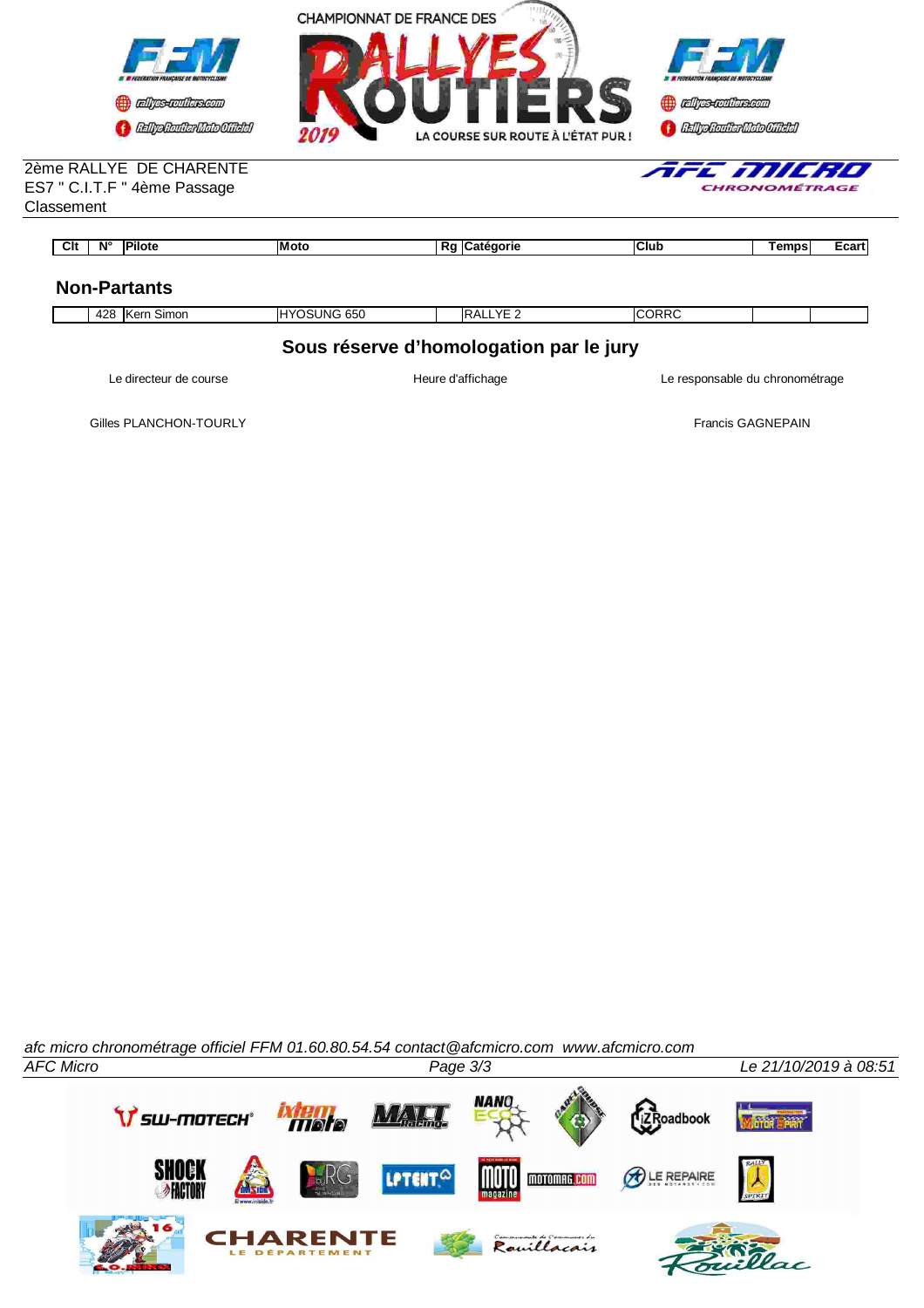2ème RALLYE DE CHARENTE
ES7 " C.I.T.F " 4ème Passage
Classement

| Clt | N° | Pilote | Moto | Rg | Catégorie | Club | Temps | Ecart |
|---|---|---|---|---|---|---|---|---|

## Non-Partants

| | | | | | | | | |
|---|---|---|---|---|---|---|---|---|
| | 428 | Kern Simon | HYOSUNG 650 | | RALLYE 2 | CORRC | | |

## Sous réserve d'homologation par le jury

Le directeur de course — Heure d'affichage — Le responsable du chronométrage

Gilles PLANCHON-TOURLY — Francis GAGNEPAIN

*afc micro chronométrage officiel FFM 01.60.80.54.54 contact@afcmicro.com www.afcmicro.com*

*AFC Micro* — *Le 21/10/2019 à 08:51*